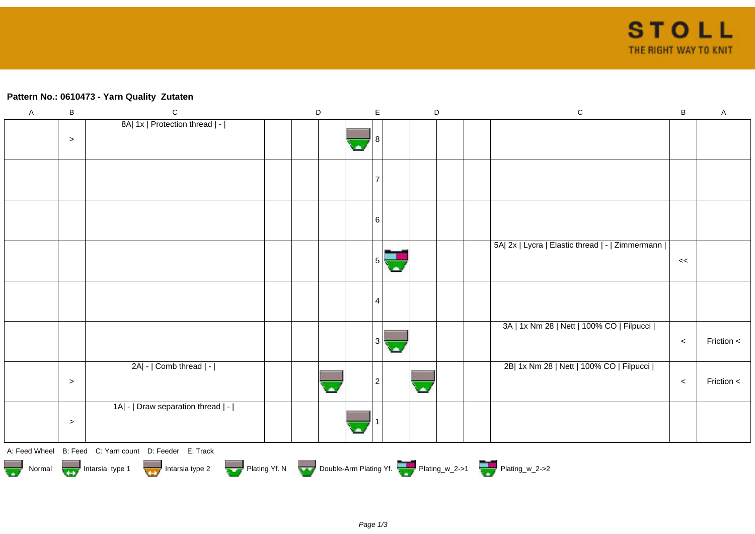**Pattern No.: 0610473 - Yarn Quality  Zutaten**

| A | B | C | D | D | D | D | E | D | D | D | D | C | B | A |
|---|---|---|---|---|---|---|---|---|---|---|---|---|---|---|
| | > | 8A\| 1x \| Protection thread \| - \| | | | | | 8 | | | | | | | |
| | | | | | | | 7 | | | | | | | |
| | | | | | | | 6 | | | | | | | |
| | | | | | | | 5 | | | | | 5A\| 2x \| Lycra \| Elastic thread \| - \| Zimmermann \| | << | |
| | | | | | | | 4 | | | | | | | |
| | | | | | | | 3 | | | | | 3A \| 1x Nm 28 \| Nett \| 100% CO \| Filpucci \| | < | Friction < |
| | > | 2A\| - \| Comb thread \| - \| | | | | | 2 | | | | | 2B\| 1x Nm 28 \| Nett \| 100% CO \| Filpucci \| | < | Friction < |
| | > | 1A\| - \| Draw separation thread \| - \| | | | | | 1 | | | | | | | |

A: Feed Wheel   B: Feed   C: Yarn count   D: Feeder   E: Track

Normal   Intarsia type 1   Intarsia type 2   Plating Yf. N   Double-Arm Plating Yf.   Plating_w_2->1   Plating_w_2->2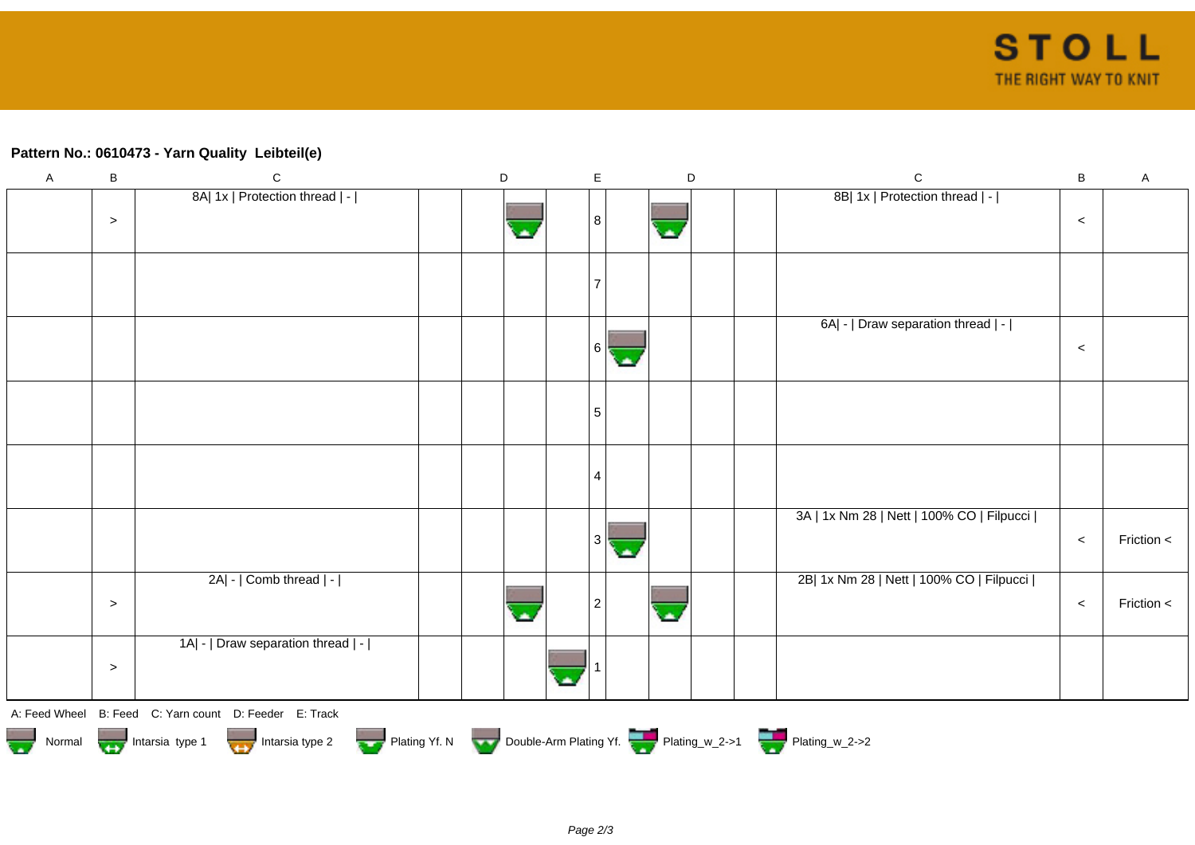**Pattern No.: 0610473 - Yarn Quality  Leibteil(e)**

| A | B | C | | D | | | E | | D | | | C | B | A |
|---|---|---|---|---|---|---|---|---|---|---|---|---|---|---|
| | > | 8A\| 1x \| Protection thread \| - \| | | | | | 8 | | | | | 8B\| 1x \| Protection thread \| - \| | < | |
| | | | | | | | 7 | | | | | | | |
| | | | | | | | 6 | | | | | 6A\| - \| Draw separation thread \| - \| | < | |
| | | | | | | | 5 | | | | | | | |
| | | | | | | | 4 | | | | | | | |
| | | | | | | | 3 | | | | | 3A \| 1x Nm 28 \| Nett \| 100% CO \| Filpucci \| | < | Friction < |
| | > | 2A\| - \| Comb thread \| - \| | | | | | 2 | | | | | 2B\| 1x Nm 28 \| Nett \| 100% CO \| Filpucci \| | < | Friction < |
| | > | 1A\| - \| Draw separation thread \| - \| | | | | | 1 | | | | | | | |

A: Feed Wheel   B: Feed   C: Yarn count   D: Feeder   E: Track

Normal   Intarsia type 1   Intarsia type 2   Plating Yf. N   Double-Arm Plating Yf.   Plating_w_2->1   Plating_w_2->2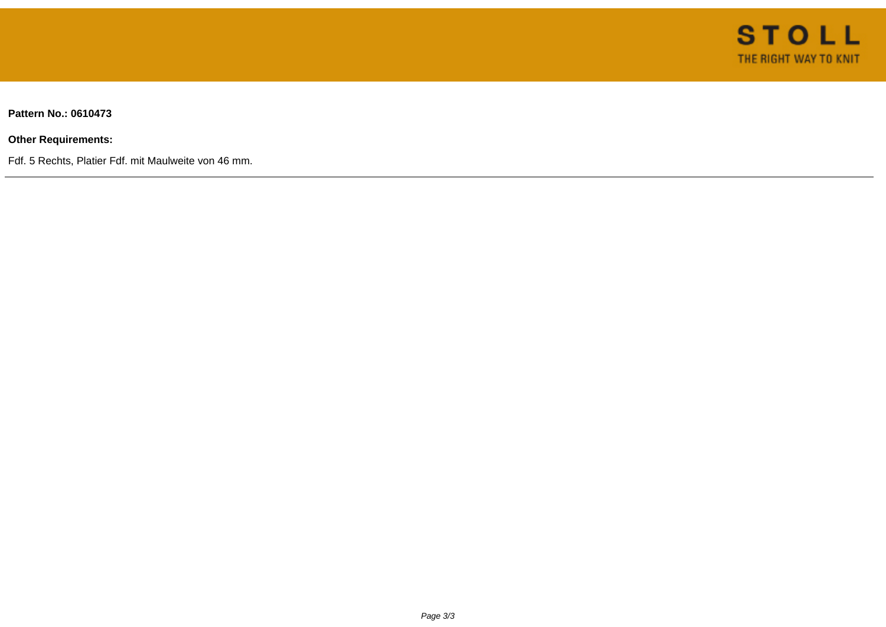**Pattern No.: 0610473**

**Other Requirements:**

Fdf. 5 Rechts, Platier Fdf. mit Maulweite von 46 mm.

---